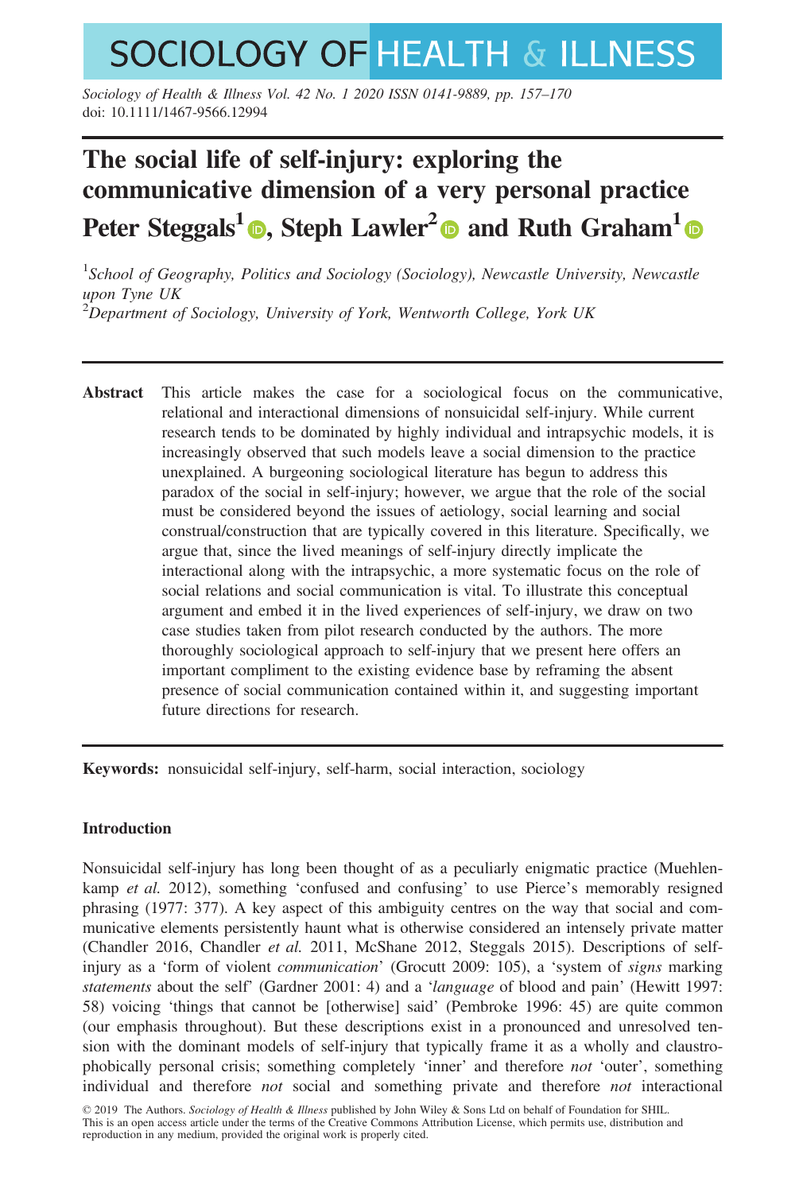# The social life of self-injury: exploring the communicative dimension of a very personal practice

**Peter Steggals[1], Steph Lawler[2] and Ruth Graham[1]**

[1]*School of Geography, Politics and Sociology (Sociology), Newcastle University, Newcastle upon Tyne UK*
[2]*Department of Sociology, University of York, Wentworth College, York UK*

**Abstract** This article makes the case for a sociological focus on the communicative, relational and interactional dimensions of nonsuicidal self-injury. While current research tends to be dominated by highly individual and intrapsychic models, it is increasingly observed that such models leave a social dimension to the practice unexplained. A burgeoning sociological literature has begun to address this paradox of the social in self-injury; however, we argue that the role of the social must be considered beyond the issues of aetiology, social learning and social construal/construction that are typically covered in this literature. Specifically, we argue that, since the lived meanings of self-injury directly implicate the interactional along with the intrapsychic, a more systematic focus on the role of social relations and social communication is vital. To illustrate this conceptual argument and embed it in the lived experiences of self-injury, we draw on two case studies taken from pilot research conducted by the authors. The more thoroughly sociological approach to self-injury that we present here offers an important compliment to the existing evidence base by reframing the absent presence of social communication contained within it, and suggesting important future directions for research.

**Keywords:** nonsuicidal self-injury, self-harm, social interaction, sociology

## Introduction

Nonsuicidal self-injury has long been thought of as a peculiarly enigmatic practice (Muehlenkamp *et al.* 2012), something 'confused and confusing' to use Pierce's memorably resigned phrasing (1977: 377). A key aspect of this ambiguity centres on the way that social and communicative elements persistently haunt what is otherwise considered an intensely private matter (Chandler 2016, Chandler *et al.* 2011, McShane 2012, Steggals 2015). Descriptions of self-injury as a 'form of violent *communication*' (Grocutt 2009: 105), a 'system of *signs* marking *statements* about the self' (Gardner 2001: 4) and a '*language* of blood and pain' (Hewitt 1997: 58) voicing 'things that cannot be [otherwise] said' (Pembroke 1996: 45) are quite common (our emphasis throughout). But these descriptions exist in a pronounced and unresolved tension with the dominant models of self-injury that typically frame it as a wholly and claustrophobically personal crisis; something completely 'inner' and therefore *not* 'outer', something individual and therefore *not* social and something private and therefore *not* interactional

© 2019 The Authors. *Sociology of Health & Illness* published by John Wiley & Sons Ltd on behalf of Foundation for SHIL.
This is an open access article under the terms of the Creative Commons Attribution License, which permits use, distribution and reproduction in any medium, provided the original work is properly cited.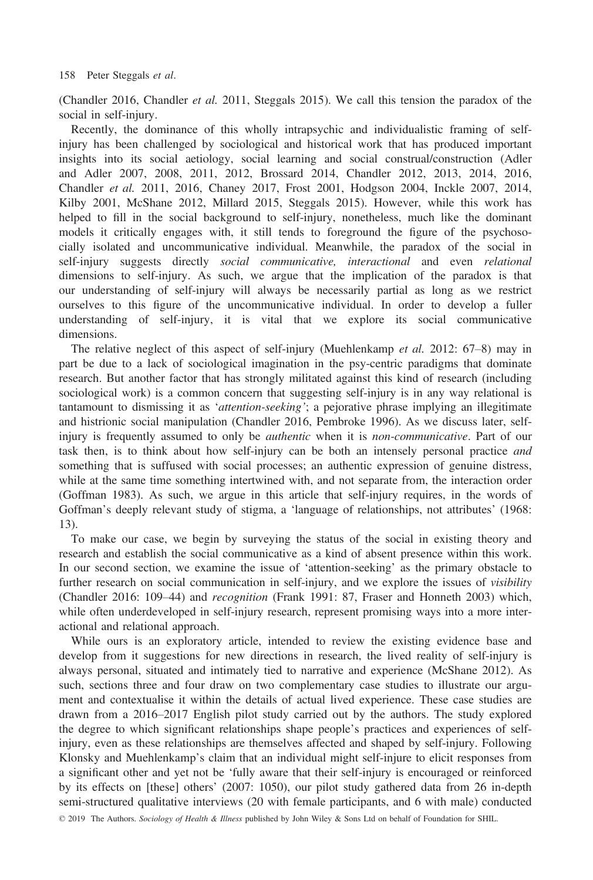(Chandler 2016, Chandler *et al.* 2011, Steggals 2015). We call this tension the paradox of the social in self-injury.

Recently, the dominance of this wholly intrapsychic and individualistic framing of self-injury has been challenged by sociological and historical work that has produced important insights into its social aetiology, social learning and social construal/construction (Adler and Adler 2007, 2008, 2011, 2012, Brossard 2014, Chandler 2012, 2013, 2014, 2016, Chandler *et al.* 2011, 2016, Chaney 2017, Frost 2001, Hodgson 2004, Inckle 2007, 2014, Kilby 2001, McShane 2012, Millard 2015, Steggals 2015). However, while this work has helped to fill in the social background to self-injury, nonetheless, much like the dominant models it critically engages with, it still tends to foreground the figure of the psychosocially isolated and uncommunicative individual. Meanwhile, the paradox of the social in self-injury suggests directly *social communicative, interactional* and even *relational* dimensions to self-injury. As such, we argue that the implication of the paradox is that our understanding of self-injury will always be necessarily partial as long as we restrict ourselves to this figure of the uncommunicative individual. In order to develop a fuller understanding of self-injury, it is vital that we explore its social communicative dimensions.

The relative neglect of this aspect of self-injury (Muehlenkamp *et al.* 2012: 67–8) may in part be due to a lack of sociological imagination in the psy-centric paradigms that dominate research. But another factor that has strongly militated against this kind of research (including sociological work) is a common concern that suggesting self-injury is in any way relational is tantamount to dismissing it as '*attention-seeking*'; a pejorative phrase implying an illegitimate and histrionic social manipulation (Chandler 2016, Pembroke 1996). As we discuss later, self-injury is frequently assumed to only be *authentic* when it is *non-communicative*. Part of our task then, is to think about how self-injury can be both an intensely personal practice *and* something that is suffused with social processes; an authentic expression of genuine distress, while at the same time something intertwined with, and not separate from, the interaction order (Goffman 1983). As such, we argue in this article that self-injury requires, in the words of Goffman's deeply relevant study of stigma, a 'language of relationships, not attributes' (1968: 13).

To make our case, we begin by surveying the status of the social in existing theory and research and establish the social communicative as a kind of absent presence within this work. In our second section, we examine the issue of 'attention-seeking' as the primary obstacle to further research on social communication in self-injury, and we explore the issues of *visibility* (Chandler 2016: 109–44) and *recognition* (Frank 1991: 87, Fraser and Honneth 2003) which, while often underdeveloped in self-injury research, represent promising ways into a more interactional and relational approach.

While ours is an exploratory article, intended to review the existing evidence base and develop from it suggestions for new directions in research, the lived reality of self-injury is always personal, situated and intimately tied to narrative and experience (McShane 2012). As such, sections three and four draw on two complementary case studies to illustrate our argument and contextualise it within the details of actual lived experience. These case studies are drawn from a 2016–2017 English pilot study carried out by the authors. The study explored the degree to which significant relationships shape people's practices and experiences of self-injury, even as these relationships are themselves affected and shaped by self-injury. Following Klonsky and Muehlenkamp's claim that an individual might self-injure to elicit responses from a significant other and yet not be 'fully aware that their self-injury is encouraged or reinforced by its effects on [these] others' (2007: 1050), our pilot study gathered data from 26 in-depth semi-structured qualitative interviews (20 with female participants, and 6 with male) conducted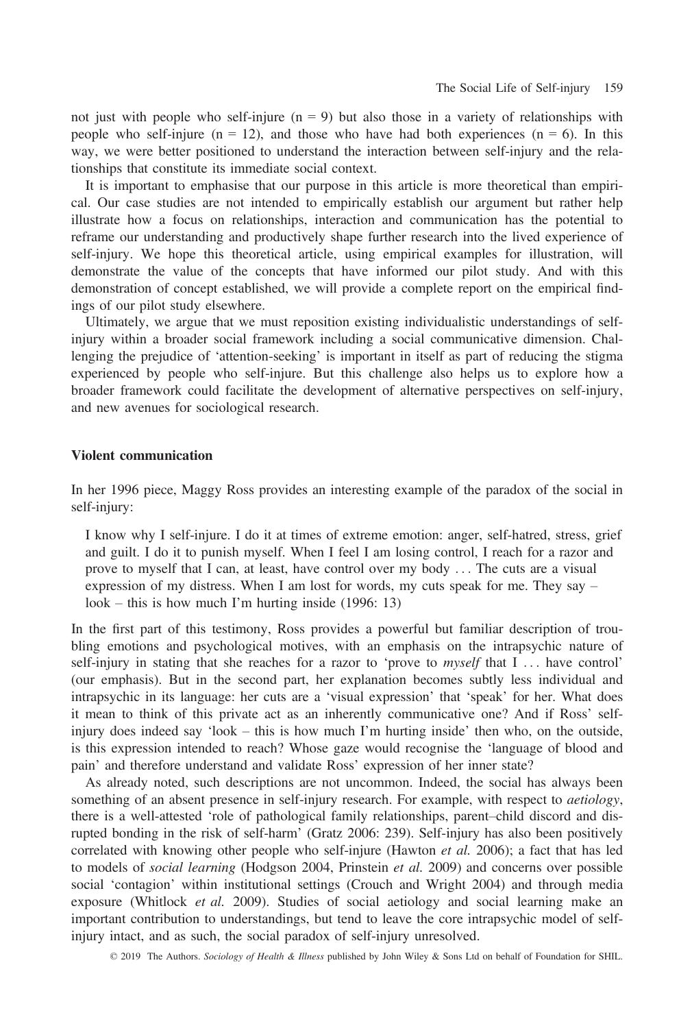not just with people who self-injure (n = 9) but also those in a variety of relationships with people who self-injure (n = 12), and those who have had both experiences (n = 6). In this way, we were better positioned to understand the interaction between self-injury and the relationships that constitute its immediate social context.

It is important to emphasise that our purpose in this article is more theoretical than empirical. Our case studies are not intended to empirically establish our argument but rather help illustrate how a focus on relationships, interaction and communication has the potential to reframe our understanding and productively shape further research into the lived experience of self-injury. We hope this theoretical article, using empirical examples for illustration, will demonstrate the value of the concepts that have informed our pilot study. And with this demonstration of concept established, we will provide a complete report on the empirical findings of our pilot study elsewhere.

Ultimately, we argue that we must reposition existing individualistic understandings of self-injury within a broader social framework including a social communicative dimension. Challenging the prejudice of 'attention-seeking' is important in itself as part of reducing the stigma experienced by people who self-injure. But this challenge also helps us to explore how a broader framework could facilitate the development of alternative perspectives on self-injury, and new avenues for sociological research.

## Violent communication

In her 1996 piece, Maggy Ross provides an interesting example of the paradox of the social in self-injury:

> I know why I self-injure. I do it at times of extreme emotion: anger, self-hatred, stress, grief and guilt. I do it to punish myself. When I feel I am losing control, I reach for a razor and prove to myself that I can, at least, have control over my body ... The cuts are a visual expression of my distress. When I am lost for words, my cuts speak for me. They say – look – this is how much I'm hurting inside (1996: 13)

In the first part of this testimony, Ross provides a powerful but familiar description of troubling emotions and psychological motives, with an emphasis on the intrapsychic nature of self-injury in stating that she reaches for a razor to 'prove to *myself* that I ... have control' (our emphasis). But in the second part, her explanation becomes subtly less individual and intrapsychic in its language: her cuts are a 'visual expression' that 'speak' for her. What does it mean to think of this private act as an inherently communicative one? And if Ross' self-injury does indeed say 'look – this is how much I'm hurting inside' then who, on the outside, is this expression intended to reach? Whose gaze would recognise the 'language of blood and pain' and therefore understand and validate Ross' expression of her inner state?

As already noted, such descriptions are not uncommon. Indeed, the social has always been something of an absent presence in self-injury research. For example, with respect to *aetiology*, there is a well-attested 'role of pathological family relationships, parent–child discord and disrupted bonding in the risk of self-harm' (Gratz 2006: 239). Self-injury has also been positively correlated with knowing other people who self-injure (Hawton *et al.* 2006); a fact that has led to models of *social learning* (Hodgson 2004, Prinstein *et al.* 2009) and concerns over possible social 'contagion' within institutional settings (Crouch and Wright 2004) and through media exposure (Whitlock *et al.* 2009). Studies of social aetiology and social learning make an important contribution to understandings, but tend to leave the core intrapsychic model of self-injury intact, and as such, the social paradox of self-injury unresolved.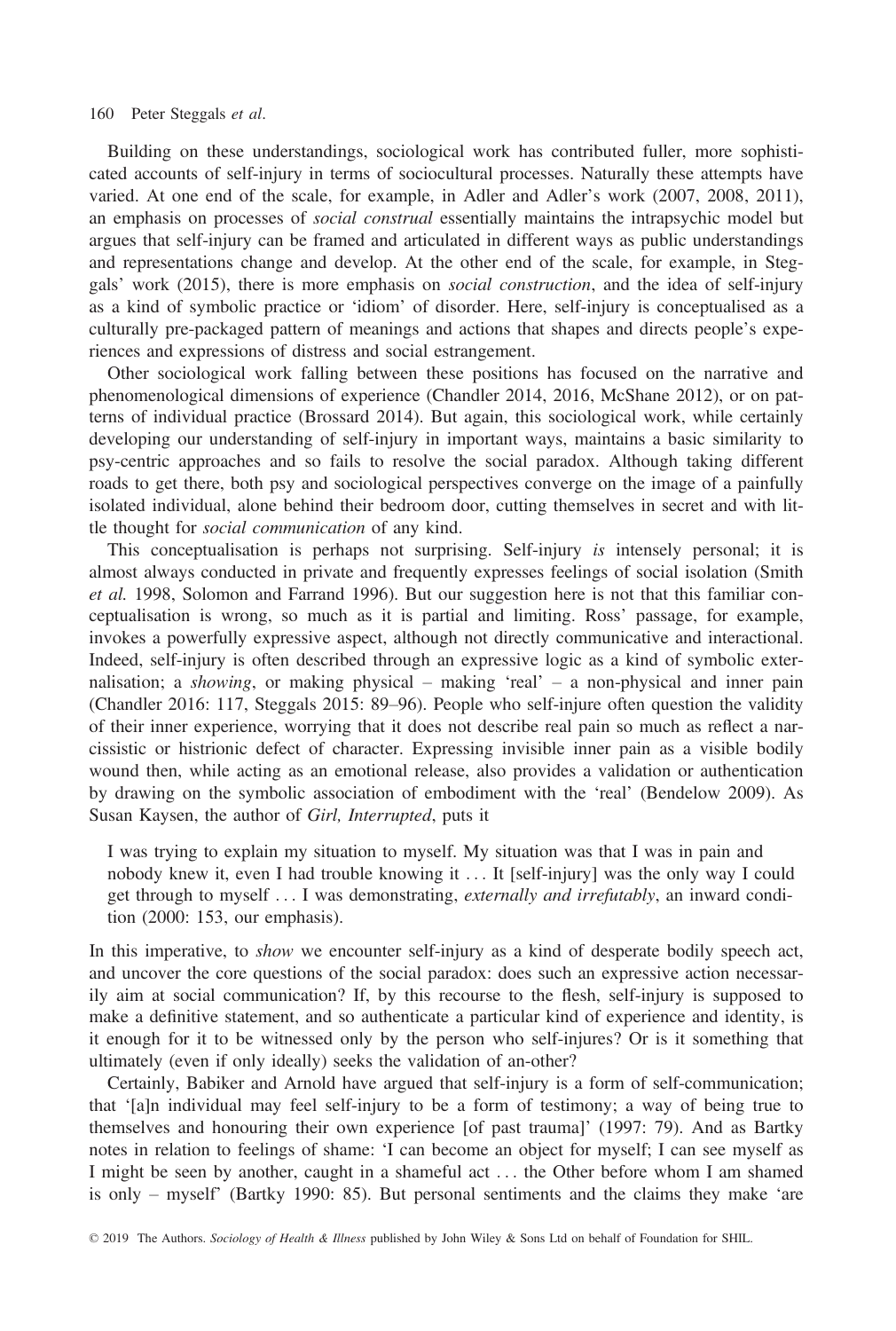Building on these understandings, sociological work has contributed fuller, more sophisticated accounts of self-injury in terms of sociocultural processes. Naturally these attempts have varied. At one end of the scale, for example, in Adler and Adler's work (2007, 2008, 2011), an emphasis on processes of *social construal* essentially maintains the intrapsychic model but argues that self-injury can be framed and articulated in different ways as public understandings and representations change and develop. At the other end of the scale, for example, in Steggals' work (2015), there is more emphasis on *social construction*, and the idea of self-injury as a kind of symbolic practice or 'idiom' of disorder. Here, self-injury is conceptualised as a culturally pre-packaged pattern of meanings and actions that shapes and directs people's experiences and expressions of distress and social estrangement.

Other sociological work falling between these positions has focused on the narrative and phenomenological dimensions of experience (Chandler 2014, 2016, McShane 2012), or on patterns of individual practice (Brossard 2014). But again, this sociological work, while certainly developing our understanding of self-injury in important ways, maintains a basic similarity to psy-centric approaches and so fails to resolve the social paradox. Although taking different roads to get there, both psy and sociological perspectives converge on the image of a painfully isolated individual, alone behind their bedroom door, cutting themselves in secret and with little thought for *social communication* of any kind.

This conceptualisation is perhaps not surprising. Self-injury *is* intensely personal; it is almost always conducted in private and frequently expresses feelings of social isolation (Smith *et al.* 1998, Solomon and Farrand 1996). But our suggestion here is not that this familiar conceptualisation is wrong, so much as it is partial and limiting. Ross' passage, for example, invokes a powerfully expressive aspect, although not directly communicative and interactional. Indeed, self-injury is often described through an expressive logic as a kind of symbolic externalisation; a *showing*, or making physical – making 'real' – a non-physical and inner pain (Chandler 2016: 117, Steggals 2015: 89–96). People who self-injure often question the validity of their inner experience, worrying that it does not describe real pain so much as reflect a narcissistic or histrionic defect of character. Expressing invisible inner pain as a visible bodily wound then, while acting as an emotional release, also provides a validation or authentication by drawing on the symbolic association of embodiment with the 'real' (Bendelow 2009). As Susan Kaysen, the author of *Girl, Interrupted*, puts it

> I was trying to explain my situation to myself. My situation was that I was in pain and nobody knew it, even I had trouble knowing it ... It [self-injury] was the only way I could get through to myself ... I was demonstrating, *externally and irrefutably*, an inward condition (2000: 153, our emphasis).

In this imperative, to *show* we encounter self-injury as a kind of desperate bodily speech act, and uncover the core questions of the social paradox: does such an expressive action necessarily aim at social communication? If, by this recourse to the flesh, self-injury is supposed to make a definitive statement, and so authenticate a particular kind of experience and identity, is it enough for it to be witnessed only by the person who self-injures? Or is it something that ultimately (even if only ideally) seeks the validation of an-other?

Certainly, Babiker and Arnold have argued that self-injury is a form of self-communication; that '[a]n individual may feel self-injury to be a form of testimony; a way of being true to themselves and honouring their own experience [of past trauma]' (1997: 79). And as Bartky notes in relation to feelings of shame: 'I can become an object for myself; I can see myself as I might be seen by another, caught in a shameful act ... the Other before whom I am shamed is only – myself' (Bartky 1990: 85). But personal sentiments and the claims they make 'are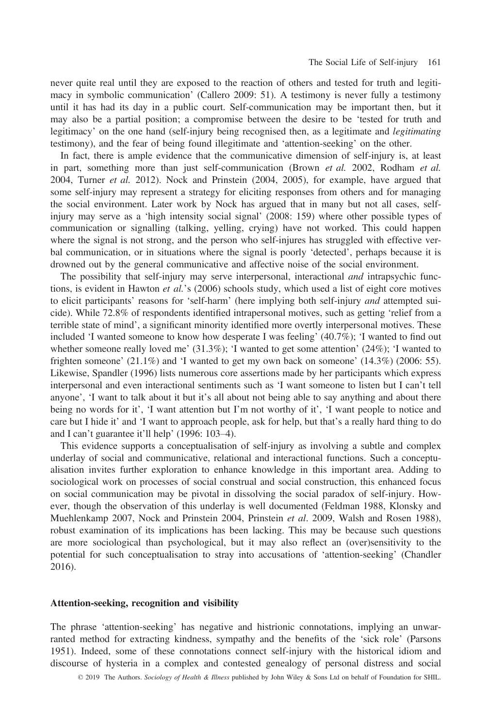never quite real until they are exposed to the reaction of others and tested for truth and legitimacy in symbolic communication' (Callero 2009: 51). A testimony is never fully a testimony until it has had its day in a public court. Self-communication may be important then, but it may also be a partial position; a compromise between the desire to be 'tested for truth and legitimacy' on the one hand (self-injury being recognised then, as a legitimate and *legitimating* testimony), and the fear of being found illegitimate and 'attention-seeking' on the other.

In fact, there is ample evidence that the communicative dimension of self-injury is, at least in part, something more than just self-communication (Brown *et al.* 2002, Rodham *et al.* 2004, Turner *et al.* 2012). Nock and Prinstein (2004, 2005), for example, have argued that some self-injury may represent a strategy for eliciting responses from others and for managing the social environment. Later work by Nock has argued that in many but not all cases, self-injury may serve as a 'high intensity social signal' (2008: 159) where other possible types of communication or signalling (talking, yelling, crying) have not worked. This could happen where the signal is not strong, and the person who self-injures has struggled with effective verbal communication, or in situations where the signal is poorly 'detected', perhaps because it is drowned out by the general communicative and affective noise of the social environment.

The possibility that self-injury may serve interpersonal, interactional *and* intrapsychic functions, is evident in Hawton *et al.*'s (2006) schools study, which used a list of eight core motives to elicit participants' reasons for 'self-harm' (here implying both self-injury *and* attempted suicide). While 72.8% of respondents identified intrapersonal motives, such as getting 'relief from a terrible state of mind', a significant minority identified more overtly interpersonal motives. These included 'I wanted someone to know how desperate I was feeling' (40.7%); 'I wanted to find out whether someone really loved me' (31.3%); 'I wanted to get some attention' (24%); 'I wanted to frighten someone' (21.1%) and 'I wanted to get my own back on someone' (14.3%) (2006: 55). Likewise, Spandler (1996) lists numerous core assertions made by her participants which express interpersonal and even interactional sentiments such as 'I want someone to listen but I can't tell anyone', 'I want to talk about it but it's all about not being able to say anything and about there being no words for it', 'I want attention but I'm not worthy of it', 'I want people to notice and care but I hide it' and 'I want to approach people, ask for help, but that's a really hard thing to do and I can't guarantee it'll help' (1996: 103–4).

This evidence supports a conceptualisation of self-injury as involving a subtle and complex underlay of social and communicative, relational and interactional functions. Such a conceptualisation invites further exploration to enhance knowledge in this important area. Adding to sociological work on processes of social construal and social construction, this enhanced focus on social communication may be pivotal in dissolving the social paradox of self-injury. However, though the observation of this underlay is well documented (Feldman 1988, Klonsky and Muehlenkamp 2007, Nock and Prinstein 2004, Prinstein *et al*. 2009, Walsh and Rosen 1988), robust examination of its implications has been lacking. This may be because such questions are more sociological than psychological, but it may also reflect an (over)sensitivity to the potential for such conceptualisation to stray into accusations of 'attention-seeking' (Chandler 2016).

### Attention-seeking, recognition and visibility

The phrase 'attention-seeking' has negative and histrionic connotations, implying an unwarranted method for extracting kindness, sympathy and the benefits of the 'sick role' (Parsons 1951). Indeed, some of these connotations connect self-injury with the historical idiom and discourse of hysteria in a complex and contested genealogy of personal distress and social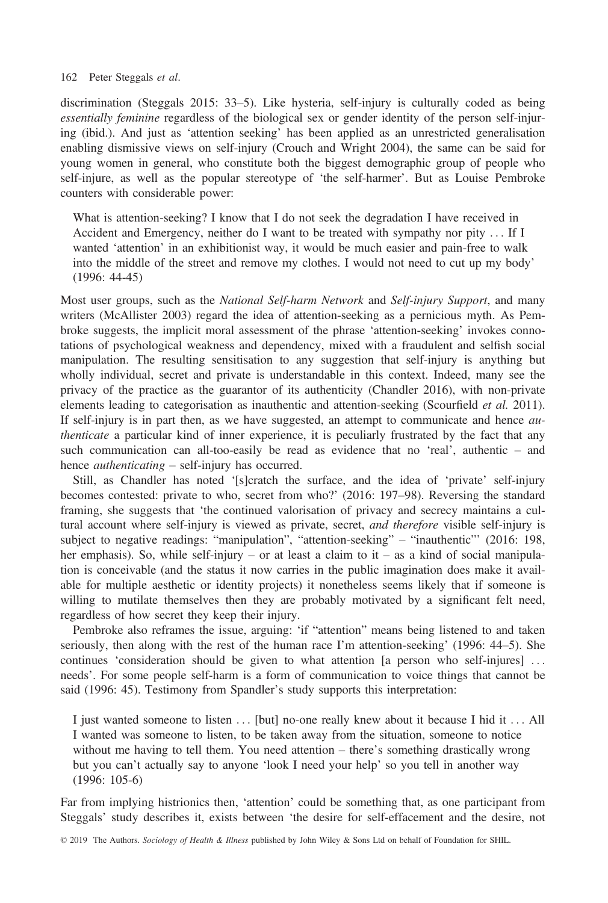discrimination (Steggals 2015: 33–5). Like hysteria, self-injury is culturally coded as being *essentially feminine* regardless of the biological sex or gender identity of the person self-injuring (ibid.). And just as 'attention seeking' has been applied as an unrestricted generalisation enabling dismissive views on self-injury (Crouch and Wright 2004), the same can be said for young women in general, who constitute both the biggest demographic group of people who self-injure, as well as the popular stereotype of 'the self-harmer'. But as Louise Pembroke counters with considerable power:

> What is attention-seeking? I know that I do not seek the degradation I have received in Accident and Emergency, neither do I want to be treated with sympathy nor pity ... If I wanted 'attention' in an exhibitionist way, it would be much easier and pain-free to walk into the middle of the street and remove my clothes. I would not need to cut up my body' (1996: 44-45)

Most user groups, such as the *National Self-harm Network* and *Self-injury Support*, and many writers (McAllister 2003) regard the idea of attention-seeking as a pernicious myth. As Pembroke suggests, the implicit moral assessment of the phrase 'attention-seeking' invokes connotations of psychological weakness and dependency, mixed with a fraudulent and selfish social manipulation. The resulting sensitisation to any suggestion that self-injury is anything but wholly individual, secret and private is understandable in this context. Indeed, many see the privacy of the practice as the guarantor of its authenticity (Chandler 2016), with non-private elements leading to categorisation as inauthentic and attention-seeking (Scourfield *et al.* 2011). If self-injury is in part then, as we have suggested, an attempt to communicate and hence *authenticate* a particular kind of inner experience, it is peculiarly frustrated by the fact that any such communication can all-too-easily be read as evidence that no 'real', authentic – and hence *authenticating* – self-injury has occurred.

Still, as Chandler has noted '[s]cratch the surface, and the idea of 'private' self-injury becomes contested: private to who, secret from who?' (2016: 197–98). Reversing the standard framing, she suggests that 'the continued valorisation of privacy and secrecy maintains a cultural account where self-injury is viewed as private, secret, *and therefore* visible self-injury is subject to negative readings: "manipulation", "attention-seeking" – "inauthentic"' (2016: 198, her emphasis). So, while self-injury – or at least a claim to it – as a kind of social manipulation is conceivable (and the status it now carries in the public imagination does make it available for multiple aesthetic or identity projects) it nonetheless seems likely that if someone is willing to mutilate themselves then they are probably motivated by a significant felt need, regardless of how secret they keep their injury.

Pembroke also reframes the issue, arguing: 'if "attention" means being listened to and taken seriously, then along with the rest of the human race I'm attention-seeking' (1996: 44–5). She continues 'consideration should be given to what attention [a person who self-injures] ... needs'. For some people self-harm is a form of communication to voice things that cannot be said (1996: 45). Testimony from Spandler's study supports this interpretation:

> I just wanted someone to listen ... [but] no-one really knew about it because I hid it ... All I wanted was someone to listen, to be taken away from the situation, someone to notice without me having to tell them. You need attention – there's something drastically wrong but you can't actually say to anyone 'look I need your help' so you tell in another way (1996: 105-6)

Far from implying histrionics then, 'attention' could be something that, as one participant from Steggals' study describes it, exists between 'the desire for self-effacement and the desire, not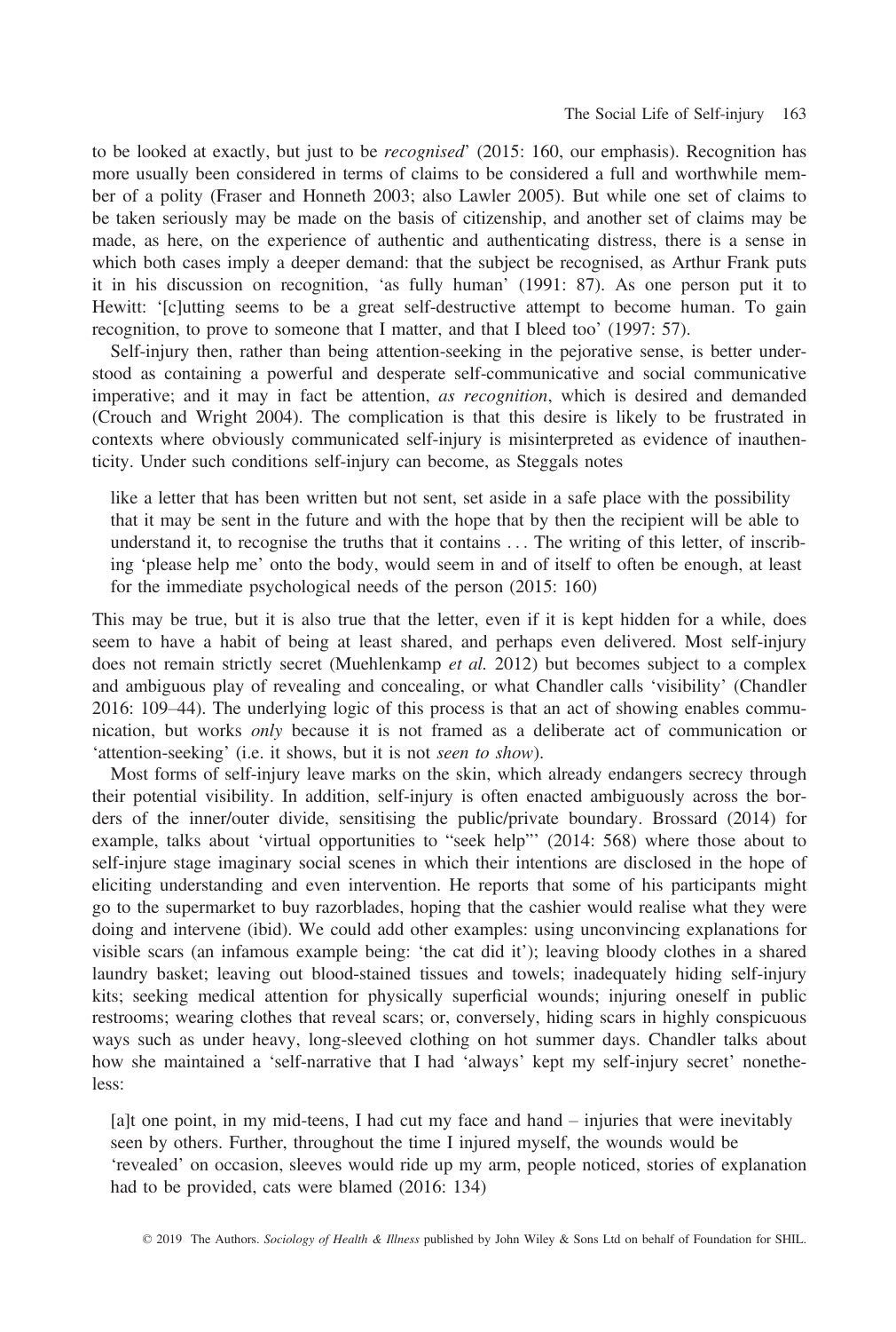to be looked at exactly, but just to be *recognised*' (2015: 160, our emphasis). Recognition has more usually been considered in terms of claims to be considered a full and worthwhile member of a polity (Fraser and Honneth 2003; also Lawler 2005). But while one set of claims to be taken seriously may be made on the basis of citizenship, and another set of claims may be made, as here, on the experience of authentic and authenticating distress, there is a sense in which both cases imply a deeper demand: that the subject be recognised, as Arthur Frank puts it in his discussion on recognition, 'as fully human' (1991: 87). As one person put it to Hewitt: '[c]utting seems to be a great self-destructive attempt to become human. To gain recognition, to prove to someone that I matter, and that I bleed too' (1997: 57).

Self-injury then, rather than being attention-seeking in the pejorative sense, is better understood as containing a powerful and desperate self-communicative and social communicative imperative; and it may in fact be attention, *as recognition*, which is desired and demanded (Crouch and Wright 2004). The complication is that this desire is likely to be frustrated in contexts where obviously communicated self-injury is misinterpreted as evidence of inauthenticity. Under such conditions self-injury can become, as Steggals notes

> like a letter that has been written but not sent, set aside in a safe place with the possibility that it may be sent in the future and with the hope that by then the recipient will be able to understand it, to recognise the truths that it contains ... The writing of this letter, of inscribing 'please help me' onto the body, would seem in and of itself to often be enough, at least for the immediate psychological needs of the person (2015: 160)

This may be true, but it is also true that the letter, even if it is kept hidden for a while, does seem to have a habit of being at least shared, and perhaps even delivered. Most self-injury does not remain strictly secret (Muehlenkamp *et al.* 2012) but becomes subject to a complex and ambiguous play of revealing and concealing, or what Chandler calls 'visibility' (Chandler 2016: 109–44). The underlying logic of this process is that an act of showing enables communication, but works *only* because it is not framed as a deliberate act of communication or 'attention-seeking' (i.e. it shows, but it is not *seen to show*).

Most forms of self-injury leave marks on the skin, which already endangers secrecy through their potential visibility. In addition, self-injury is often enacted ambiguously across the borders of the inner/outer divide, sensitising the public/private boundary. Brossard (2014) for example, talks about 'virtual opportunities to "seek help"' (2014: 568) where those about to self-injure stage imaginary social scenes in which their intentions are disclosed in the hope of eliciting understanding and even intervention. He reports that some of his participants might go to the supermarket to buy razorblades, hoping that the cashier would realise what they were doing and intervene (ibid). We could add other examples: using unconvincing explanations for visible scars (an infamous example being: 'the cat did it'); leaving bloody clothes in a shared laundry basket; leaving out blood-stained tissues and towels; inadequately hiding self-injury kits; seeking medical attention for physically superficial wounds; injuring oneself in public restrooms; wearing clothes that reveal scars; or, conversely, hiding scars in highly conspicuous ways such as under heavy, long-sleeved clothing on hot summer days. Chandler talks about how she maintained a 'self-narrative that I had 'always' kept my self-injury secret' nonetheless:

> [a]t one point, in my mid-teens, I had cut my face and hand – injuries that were inevitably seen by others. Further, throughout the time I injured myself, the wounds would be 'revealed' on occasion, sleeves would ride up my arm, people noticed, stories of explanation had to be provided, cats were blamed (2016: 134)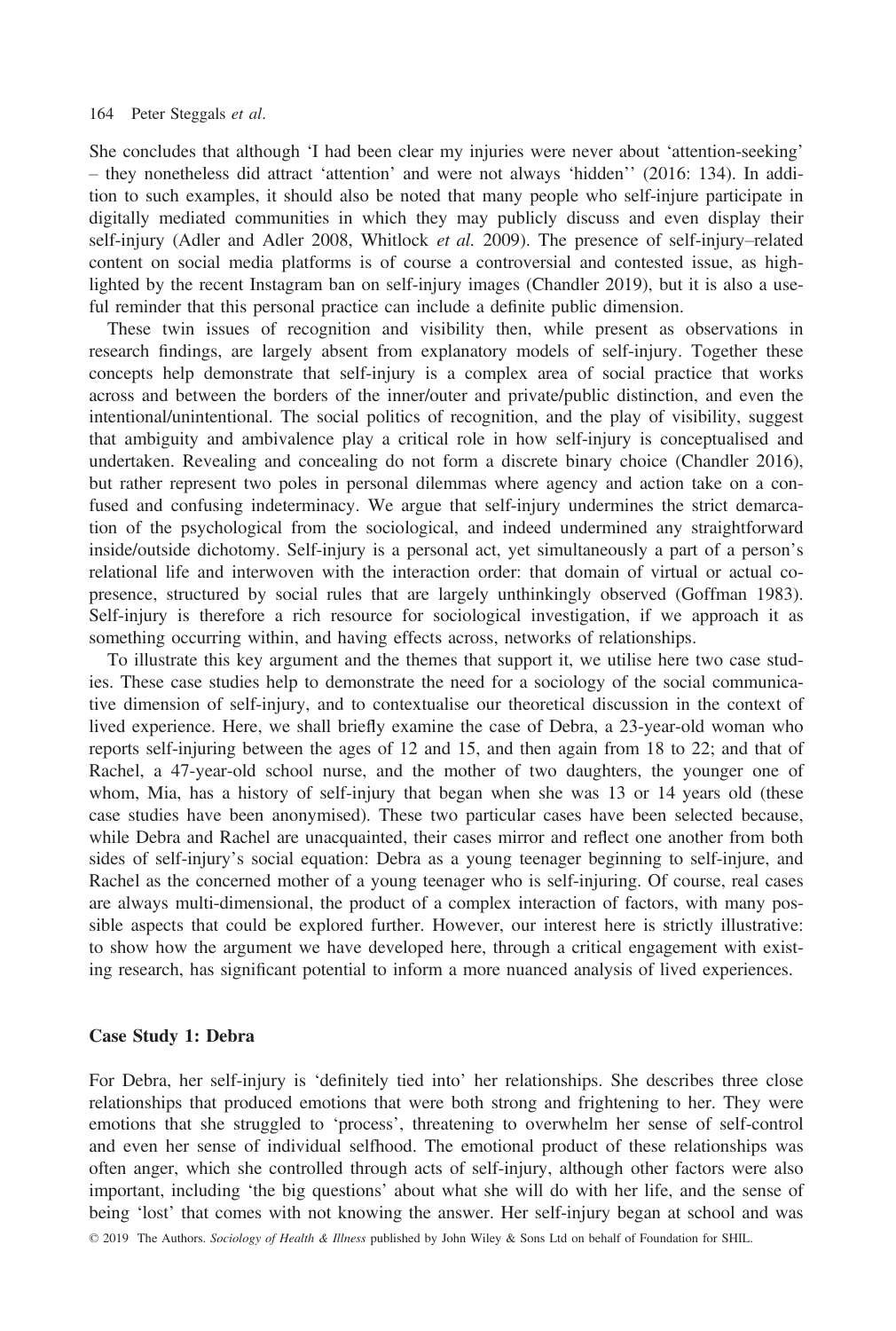She concludes that although 'I had been clear my injuries were never about 'attention-seeking' – they nonetheless did attract 'attention' and were not always 'hidden'' (2016: 134). In addition to such examples, it should also be noted that many people who self-injure participate in digitally mediated communities in which they may publicly discuss and even display their self-injury (Adler and Adler 2008, Whitlock *et al.* 2009). The presence of self-injury–related content on social media platforms is of course a controversial and contested issue, as highlighted by the recent Instagram ban on self-injury images (Chandler 2019), but it is also a useful reminder that this personal practice can include a definite public dimension.

These twin issues of recognition and visibility then, while present as observations in research findings, are largely absent from explanatory models of self-injury. Together these concepts help demonstrate that self-injury is a complex area of social practice that works across and between the borders of the inner/outer and private/public distinction, and even the intentional/unintentional. The social politics of recognition, and the play of visibility, suggest that ambiguity and ambivalence play a critical role in how self-injury is conceptualised and undertaken. Revealing and concealing do not form a discrete binary choice (Chandler 2016), but rather represent two poles in personal dilemmas where agency and action take on a confused and confusing indeterminacy. We argue that self-injury undermines the strict demarcation of the psychological from the sociological, and indeed undermined any straightforward inside/outside dichotomy. Self-injury is a personal act, yet simultaneously a part of a person's relational life and interwoven with the interaction order: that domain of virtual or actual co-presence, structured by social rules that are largely unthinkingly observed (Goffman 1983). Self-injury is therefore a rich resource for sociological investigation, if we approach it as something occurring within, and having effects across, networks of relationships.

To illustrate this key argument and the themes that support it, we utilise here two case studies. These case studies help to demonstrate the need for a sociology of the social communicative dimension of self-injury, and to contextualise our theoretical discussion in the context of lived experience. Here, we shall briefly examine the case of Debra, a 23-year-old woman who reports self-injuring between the ages of 12 and 15, and then again from 18 to 22; and that of Rachel, a 47-year-old school nurse, and the mother of two daughters, the younger one of whom, Mia, has a history of self-injury that began when she was 13 or 14 years old (these case studies have been anonymised). These two particular cases have been selected because, while Debra and Rachel are unacquainted, their cases mirror and reflect one another from both sides of self-injury's social equation: Debra as a young teenager beginning to self-injure, and Rachel as the concerned mother of a young teenager who is self-injuring. Of course, real cases are always multi-dimensional, the product of a complex interaction of factors, with many possible aspects that could be explored further. However, our interest here is strictly illustrative: to show how the argument we have developed here, through a critical engagement with existing research, has significant potential to inform a more nuanced analysis of lived experiences.

### Case Study 1: Debra

For Debra, her self-injury is 'definitely tied into' her relationships. She describes three close relationships that produced emotions that were both strong and frightening to her. They were emotions that she struggled to 'process', threatening to overwhelm her sense of self-control and even her sense of individual selfhood. The emotional product of these relationships was often anger, which she controlled through acts of self-injury, although other factors were also important, including 'the big questions' about what she will do with her life, and the sense of being 'lost' that comes with not knowing the answer. Her self-injury began at school and was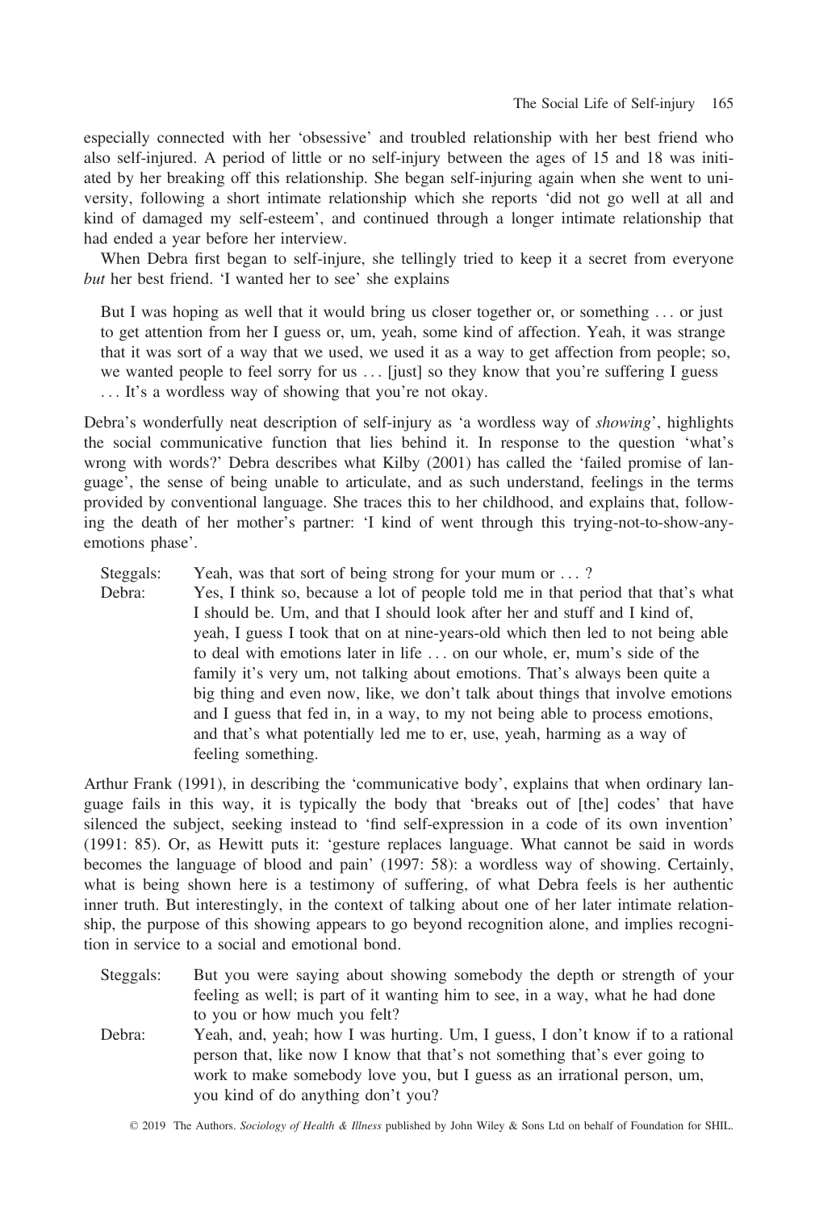especially connected with her 'obsessive' and troubled relationship with her best friend who also self-injured. A period of little or no self-injury between the ages of 15 and 18 was initiated by her breaking off this relationship. She began self-injuring again when she went to university, following a short intimate relationship which she reports 'did not go well at all and kind of damaged my self-esteem', and continued through a longer intimate relationship that had ended a year before her interview.

When Debra first began to self-injure, she tellingly tried to keep it a secret from everyone *but* her best friend. 'I wanted her to see' she explains

> But I was hoping as well that it would bring us closer together or, or something . . . or just to get attention from her I guess or, um, yeah, some kind of affection. Yeah, it was strange that it was sort of a way that we used, we used it as a way to get affection from people; so, we wanted people to feel sorry for us . . . [just] so they know that you're suffering I guess . . . It's a wordless way of showing that you're not okay.

Debra's wonderfully neat description of self-injury as 'a wordless way of *showing*', highlights the social communicative function that lies behind it. In response to the question 'what's wrong with words?' Debra describes what Kilby (2001) has called the 'failed promise of language', the sense of being unable to articulate, and as such understand, feelings in the terms provided by conventional language. She traces this to her childhood, and explains that, following the death of her mother's partner: 'I kind of went through this trying-not-to-show-any-emotions phase'.

> Steggals: Yeah, was that sort of being strong for your mum or . . . ?
>
> Debra: Yes, I think so, because a lot of people told me in that period that that's what I should be. Um, and that I should look after her and stuff and I kind of, yeah, I guess I took that on at nine-years-old which then led to not being able to deal with emotions later in life . . . on our whole, er, mum's side of the family it's very um, not talking about emotions. That's always been quite a big thing and even now, like, we don't talk about things that involve emotions and I guess that fed in, in a way, to my not being able to process emotions, and that's what potentially led me to er, use, yeah, harming as a way of feeling something.

Arthur Frank (1991), in describing the 'communicative body', explains that when ordinary language fails in this way, it is typically the body that 'breaks out of [the] codes' that have silenced the subject, seeking instead to 'find self-expression in a code of its own invention' (1991: 85). Or, as Hewitt puts it: 'gesture replaces language. What cannot be said in words becomes the language of blood and pain' (1997: 58): a wordless way of showing. Certainly, what is being shown here is a testimony of suffering, of what Debra feels is her authentic inner truth. But interestingly, in the context of talking about one of her later intimate relationship, the purpose of this showing appears to go beyond recognition alone, and implies recognition in service to a social and emotional bond.

> Steggals: But you were saying about showing somebody the depth or strength of your feeling as well; is part of it wanting him to see, in a way, what he had done to you or how much you felt?
>
> Debra: Yeah, and, yeah; how I was hurting. Um, I guess, I don't know if to a rational person that, like now I know that that's not something that's ever going to work to make somebody love you, but I guess as an irrational person, um, you kind of do anything don't you?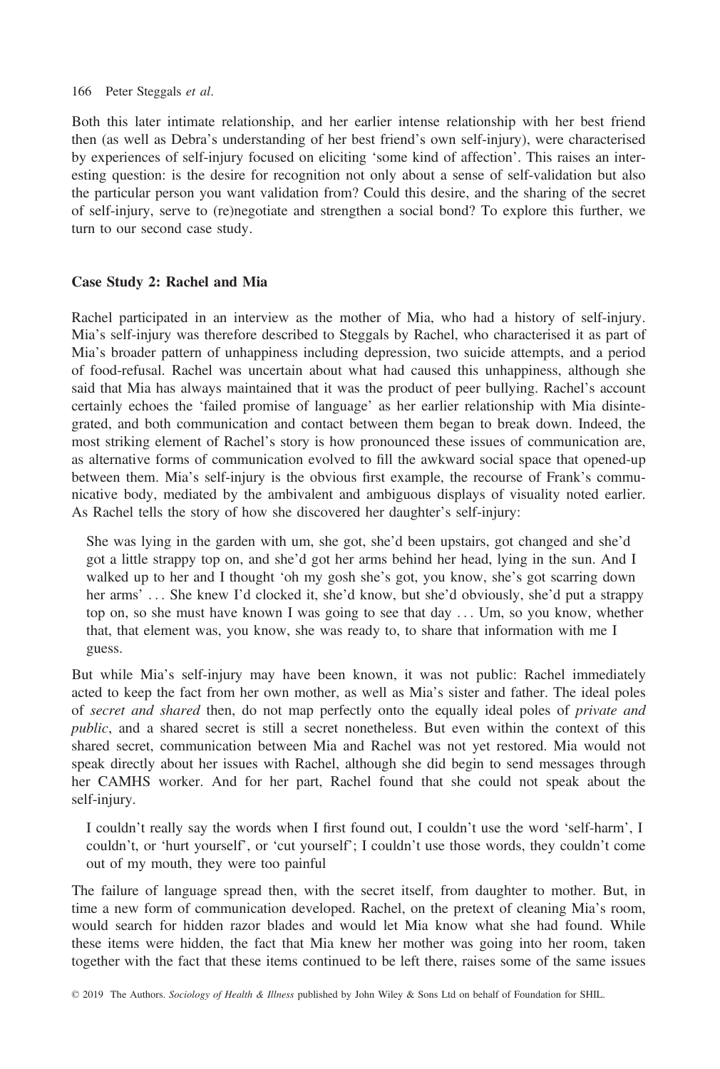Both this later intimate relationship, and her earlier intense relationship with her best friend then (as well as Debra's understanding of her best friend's own self-injury), were characterised by experiences of self-injury focused on eliciting 'some kind of affection'. This raises an interesting question: is the desire for recognition not only about a sense of self-validation but also the particular person you want validation from? Could this desire, and the sharing of the secret of self-injury, serve to (re)negotiate and strengthen a social bond? To explore this further, we turn to our second case study.

### Case Study 2: Rachel and Mia

Rachel participated in an interview as the mother of Mia, who had a history of self-injury. Mia's self-injury was therefore described to Steggals by Rachel, who characterised it as part of Mia's broader pattern of unhappiness including depression, two suicide attempts, and a period of food-refusal. Rachel was uncertain about what had caused this unhappiness, although she said that Mia has always maintained that it was the product of peer bullying. Rachel's account certainly echoes the 'failed promise of language' as her earlier relationship with Mia disintegrated, and both communication and contact between them began to break down. Indeed, the most striking element of Rachel's story is how pronounced these issues of communication are, as alternative forms of communication evolved to fill the awkward social space that opened-up between them. Mia's self-injury is the obvious first example, the recourse of Frank's communicative body, mediated by the ambivalent and ambiguous displays of visuality noted earlier. As Rachel tells the story of how she discovered her daughter's self-injury:

> She was lying in the garden with um, she got, she'd been upstairs, got changed and she'd got a little strappy top on, and she'd got her arms behind her head, lying in the sun. And I walked up to her and I thought 'oh my gosh she's got, you know, she's got scarring down her arms' ... She knew I'd clocked it, she'd know, but she'd obviously, she'd put a strappy top on, so she must have known I was going to see that day ... Um, so you know, whether that, that element was, you know, she was ready to, to share that information with me I guess.

But while Mia's self-injury may have been known, it was not public: Rachel immediately acted to keep the fact from her own mother, as well as Mia's sister and father. The ideal poles of *secret and shared* then, do not map perfectly onto the equally ideal poles of *private and public*, and a shared secret is still a secret nonetheless. But even within the context of this shared secret, communication between Mia and Rachel was not yet restored. Mia would not speak directly about her issues with Rachel, although she did begin to send messages through her CAMHS worker. And for her part, Rachel found that she could not speak about the self-injury.

> I couldn't really say the words when I first found out, I couldn't use the word 'self-harm', I couldn't, or 'hurt yourself', or 'cut yourself'; I couldn't use those words, they couldn't come out of my mouth, they were too painful

The failure of language spread then, with the secret itself, from daughter to mother. But, in time a new form of communication developed. Rachel, on the pretext of cleaning Mia's room, would search for hidden razor blades and would let Mia know what she had found. While these items were hidden, the fact that Mia knew her mother was going into her room, taken together with the fact that these items continued to be left there, raises some of the same issues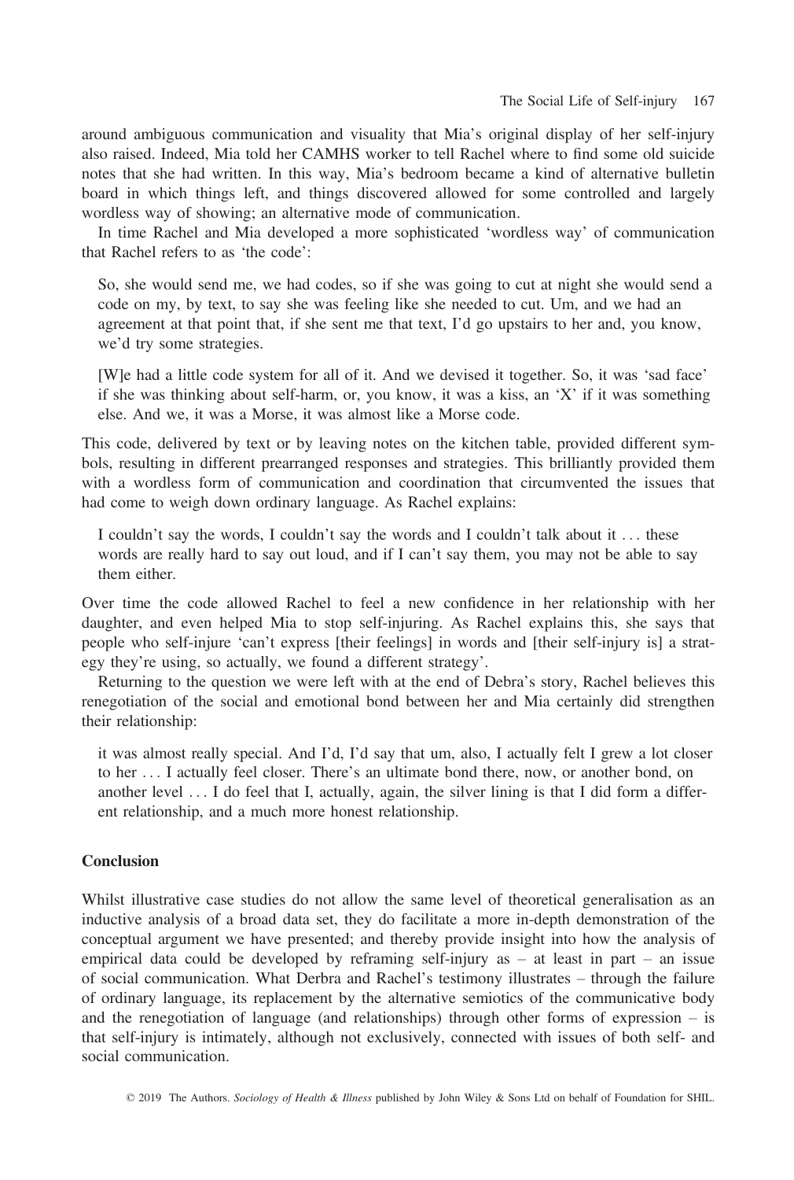around ambiguous communication and visuality that Mia's original display of her self-injury also raised. Indeed, Mia told her CAMHS worker to tell Rachel where to find some old suicide notes that she had written. In this way, Mia's bedroom became a kind of alternative bulletin board in which things left, and things discovered allowed for some controlled and largely wordless way of showing; an alternative mode of communication.

In time Rachel and Mia developed a more sophisticated 'wordless way' of communication that Rachel refers to as 'the code':

> So, she would send me, we had codes, so if she was going to cut at night she would send a code on my, by text, to say she was feeling like she needed to cut. Um, and we had an agreement at that point that, if she sent me that text, I'd go upstairs to her and, you know, we'd try some strategies.

> [W]e had a little code system for all of it. And we devised it together. So, it was 'sad face' if she was thinking about self-harm, or, you know, it was a kiss, an 'X' if it was something else. And we, it was a Morse, it was almost like a Morse code.

This code, delivered by text or by leaving notes on the kitchen table, provided different symbols, resulting in different prearranged responses and strategies. This brilliantly provided them with a wordless form of communication and coordination that circumvented the issues that had come to weigh down ordinary language. As Rachel explains:

> I couldn't say the words, I couldn't say the words and I couldn't talk about it . . . these words are really hard to say out loud, and if I can't say them, you may not be able to say them either.

Over time the code allowed Rachel to feel a new confidence in her relationship with her daughter, and even helped Mia to stop self-injuring. As Rachel explains this, she says that people who self-injure 'can't express [their feelings] in words and [their self-injury is] a strategy they're using, so actually, we found a different strategy'.

Returning to the question we were left with at the end of Debra's story, Rachel believes this renegotiation of the social and emotional bond between her and Mia certainly did strengthen their relationship:

> it was almost really special. And I'd, I'd say that um, also, I actually felt I grew a lot closer to her . . . I actually feel closer. There's an ultimate bond there, now, or another bond, on another level . . . I do feel that I, actually, again, the silver lining is that I did form a different relationship, and a much more honest relationship.

## Conclusion

Whilst illustrative case studies do not allow the same level of theoretical generalisation as an inductive analysis of a broad data set, they do facilitate a more in-depth demonstration of the conceptual argument we have presented; and thereby provide insight into how the analysis of empirical data could be developed by reframing self-injury as – at least in part – an issue of social communication. What Derbra and Rachel's testimony illustrates – through the failure of ordinary language, its replacement by the alternative semiotics of the communicative body and the renegotiation of language (and relationships) through other forms of expression – is that self-injury is intimately, although not exclusively, connected with issues of both self- and social communication.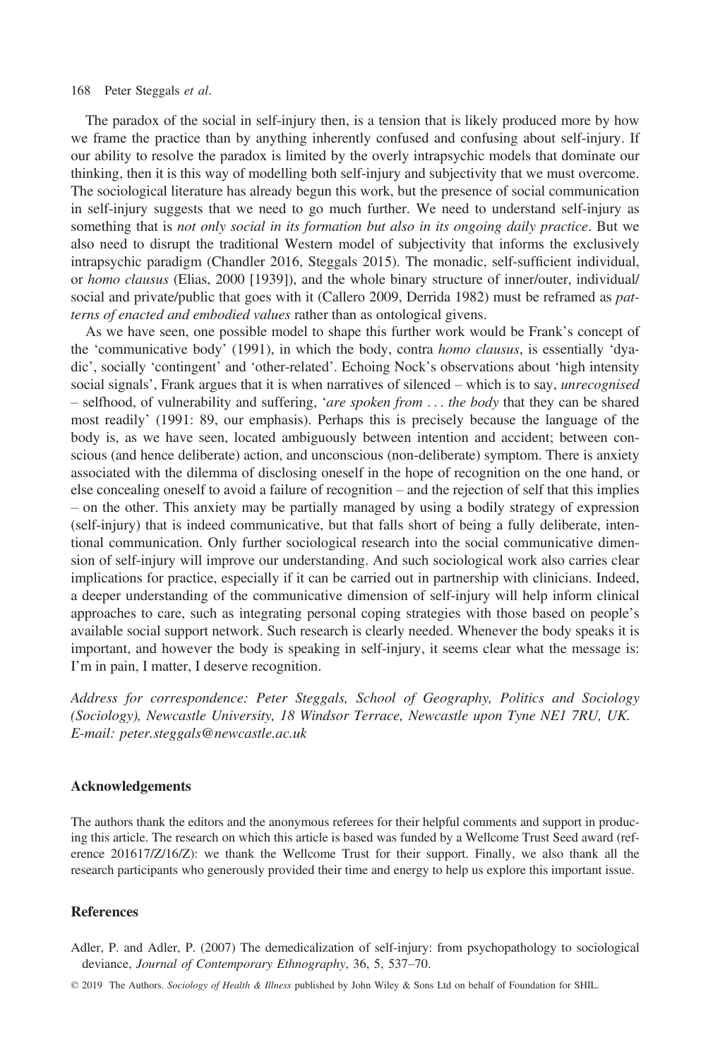The paradox of the social in self-injury then, is a tension that is likely produced more by how we frame the practice than by anything inherently confused and confusing about self-injury. If our ability to resolve the paradox is limited by the overly intrapsychic models that dominate our thinking, then it is this way of modelling both self-injury and subjectivity that we must overcome. The sociological literature has already begun this work, but the presence of social communication in self-injury suggests that we need to go much further. We need to understand self-injury as something that is *not only social in its formation but also in its ongoing daily practice*. But we also need to disrupt the traditional Western model of subjectivity that informs the exclusively intrapsychic paradigm (Chandler 2016, Steggals 2015). The monadic, self-sufficient individual, or *homo clausus* (Elias, 2000 [1939]), and the whole binary structure of inner/outer, individual/social and private/public that goes with it (Callero 2009, Derrida 1982) must be reframed as *patterns of enacted and embodied values* rather than as ontological givens.

As we have seen, one possible model to shape this further work would be Frank's concept of the 'communicative body' (1991), in which the body, contra *homo clausus*, is essentially 'dyadic', socially 'contingent' and 'other-related'. Echoing Nock's observations about 'high intensity social signals', Frank argues that it is when narratives of silenced – which is to say, *unrecognised* – selfhood, of vulnerability and suffering, '*are spoken from . . . the body* that they can be shared most readily' (1991: 89, our emphasis). Perhaps this is precisely because the language of the body is, as we have seen, located ambiguously between intention and accident; between conscious (and hence deliberate) action, and unconscious (non-deliberate) symptom. There is anxiety associated with the dilemma of disclosing oneself in the hope of recognition on the one hand, or else concealing oneself to avoid a failure of recognition – and the rejection of self that this implies – on the other. This anxiety may be partially managed by using a bodily strategy of expression (self-injury) that is indeed communicative, but that falls short of being a fully deliberate, intentional communication. Only further sociological research into the social communicative dimension of self-injury will improve our understanding. And such sociological work also carries clear implications for practice, especially if it can be carried out in partnership with clinicians. Indeed, a deeper understanding of the communicative dimension of self-injury will help inform clinical approaches to care, such as integrating personal coping strategies with those based on people's available social support network. Such research is clearly needed. Whenever the body speaks it is important, and however the body is speaking in self-injury, it seems clear what the message is: I'm in pain, I matter, I deserve recognition.

*Address for correspondence: Peter Steggals, School of Geography, Politics and Sociology (Sociology), Newcastle University, 18 Windsor Terrace, Newcastle upon Tyne NE1 7RU, UK. E-mail: peter.steggals@newcastle.ac.uk*

## Acknowledgements

The authors thank the editors and the anonymous referees for their helpful comments and support in producing this article. The research on which this article is based was funded by a Wellcome Trust Seed award (reference 201617/Z/16/Z): we thank the Wellcome Trust for their support. Finally, we also thank all the research participants who generously provided their time and energy to help us explore this important issue.

## References

Adler, P. and Adler, P. (2007) The demedicalization of self-injury: from psychopathology to sociological deviance, *Journal of Contemporary Ethnography*, 36, 5, 537–70.

© 2019 The Authors. *Sociology of Health & Illness* published by John Wiley & Sons Ltd on behalf of Foundation for SHIL.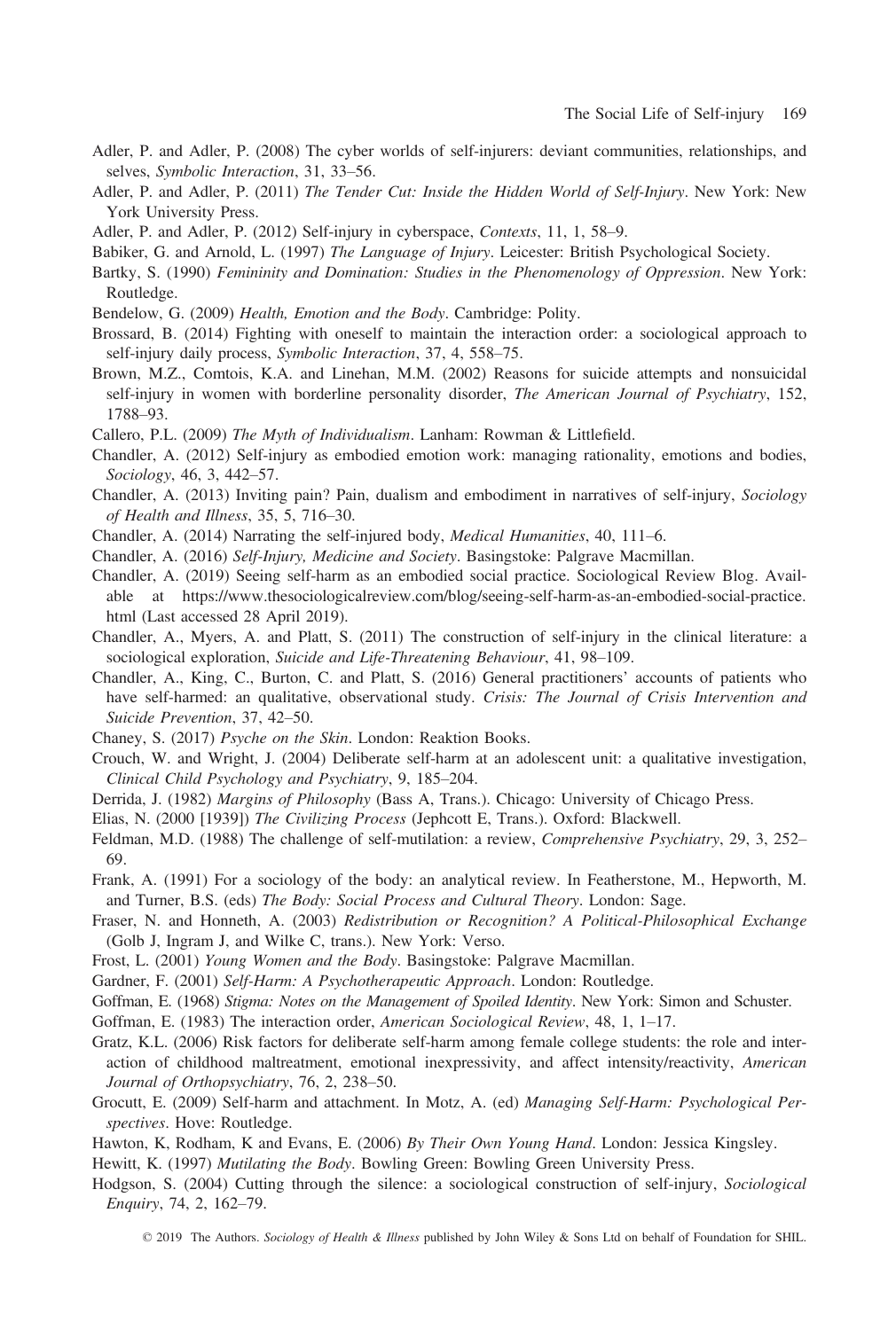Adler, P. and Adler, P. (2008) The cyber worlds of self-injurers: deviant communities, relationships, and selves, *Symbolic Interaction*, 31, 33–56.

Adler, P. and Adler, P. (2011) *The Tender Cut: Inside the Hidden World of Self-Injury*. New York: New York University Press.

Adler, P. and Adler, P. (2012) Self-injury in cyberspace, *Contexts*, 11, 1, 58–9.

Babiker, G. and Arnold, L. (1997) *The Language of Injury*. Leicester: British Psychological Society.

Bartky, S. (1990) *Femininity and Domination: Studies in the Phenomenology of Oppression*. New York: Routledge.

Bendelow, G. (2009) *Health, Emotion and the Body*. Cambridge: Polity.

Brossard, B. (2014) Fighting with oneself to maintain the interaction order: a sociological approach to self-injury daily process, *Symbolic Interaction*, 37, 4, 558–75.

Brown, M.Z., Comtois, K.A. and Linehan, M.M. (2002) Reasons for suicide attempts and nonsuicidal self-injury in women with borderline personality disorder, *The American Journal of Psychiatry*, 152, 1788–93.

Callero, P.L. (2009) *The Myth of Individualism*. Lanham: Rowman & Littlefield.

Chandler, A. (2012) Self-injury as embodied emotion work: managing rationality, emotions and bodies, *Sociology*, 46, 3, 442–57.

Chandler, A. (2013) Inviting pain? Pain, dualism and embodiment in narratives of self-injury, *Sociology of Health and Illness*, 35, 5, 716–30.

Chandler, A. (2014) Narrating the self-injured body, *Medical Humanities*, 40, 111–6.

Chandler, A. (2016) *Self-Injury, Medicine and Society*. Basingstoke: Palgrave Macmillan.

Chandler, A. (2019) Seeing self-harm as an embodied social practice. Sociological Review Blog. Available at https://www.thesociologicalreview.com/blog/seeing-self-harm-as-an-embodied-social-practice.html (Last accessed 28 April 2019).

Chandler, A., Myers, A. and Platt, S. (2011) The construction of self-injury in the clinical literature: a sociological exploration, *Suicide and Life-Threatening Behaviour*, 41, 98–109.

Chandler, A., King, C., Burton, C. and Platt, S. (2016) General practitioners' accounts of patients who have self-harmed: a qualitative, observational study. *Crisis: The Journal of Crisis Intervention and Suicide Prevention*, 37, 42–50.

Chaney, S. (2017) *Psyche on the Skin*. London: Reaktion Books.

Crouch, W. and Wright, J. (2004) Deliberate self-harm at an adolescent unit: a qualitative investigation, *Clinical Child Psychology and Psychiatry*, 9, 185–204.

Derrida, J. (1982) *Margins of Philosophy* (Bass A, Trans.). Chicago: University of Chicago Press.

Elias, N. (2000 [1939]) *The Civilizing Process* (Jephcott E, Trans.). Oxford: Blackwell.

Feldman, M.D. (1988) The challenge of self-mutilation: a review, *Comprehensive Psychiatry*, 29, 3, 252–69.

Frank, A. (1991) For a sociology of the body: an analytical review. In Featherstone, M., Hepworth, M. and Turner, B.S. (eds) *The Body: Social Process and Cultural Theory*. London: Sage.

Fraser, N. and Honneth, A. (2003) *Redistribution or Recognition? A Political-Philosophical Exchange* (Golb J, Ingram J, and Wilke C, trans.). New York: Verso.

Frost, L. (2001) *Young Women and the Body*. Basingstoke: Palgrave Macmillan.

Gardner, F. (2001) *Self-Harm: A Psychotherapeutic Approach*. London: Routledge.

Goffman, E. (1968) *Stigma: Notes on the Management of Spoiled Identity*. New York: Simon and Schuster.

Goffman, E. (1983) The interaction order, *American Sociological Review*, 48, 1, 1–17.

Gratz, K.L. (2006) Risk factors for deliberate self-harm among female college students: the role and interaction of childhood maltreatment, emotional inexpressivity, and affect intensity/reactivity, *American Journal of Orthopsychiatry*, 76, 2, 238–50.

Grocutt, E. (2009) Self-harm and attachment. In Motz, A. (ed) *Managing Self-Harm: Psychological Perspectives*. Hove: Routledge.

Hawton, K, Rodham, K and Evans, E. (2006) *By Their Own Young Hand*. London: Jessica Kingsley.

Hewitt, K. (1997) *Mutilating the Body*. Bowling Green: Bowling Green University Press.

Hodgson, S. (2004) Cutting through the silence: a sociological construction of self-injury, *Sociological Enquiry*, 74, 2, 162–79.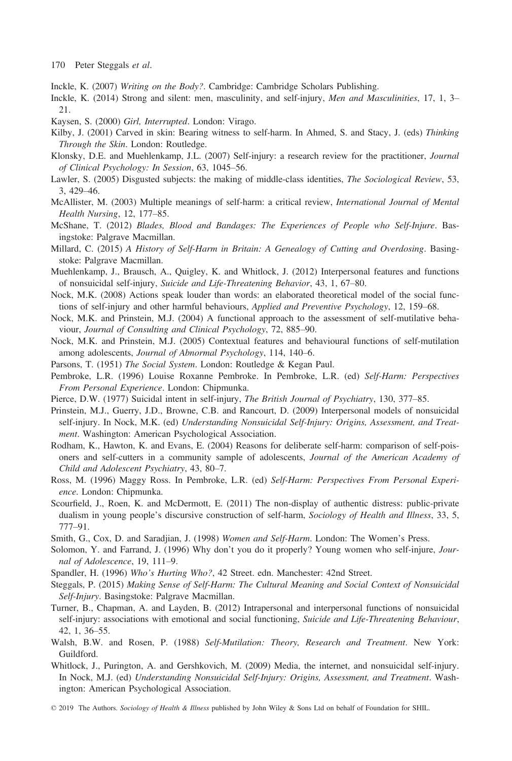Inckle, K. (2007) *Writing on the Body?*. Cambridge: Cambridge Scholars Publishing.

Inckle, K. (2014) Strong and silent: men, masculinity, and self-injury, *Men and Masculinities*, 17, 1, 3–21.

Kaysen, S. (2000) *Girl, Interrupted*. London: Virago.

Kilby, J. (2001) Carved in skin: Bearing witness to self-harm. In Ahmed, S. and Stacy, J. (eds) *Thinking Through the Skin*. London: Routledge.

Klonsky, D.E. and Muehlenkamp, J.L. (2007) Self-injury: a research review for the practitioner, *Journal of Clinical Psychology: In Session*, 63, 1045–56.

Lawler, S. (2005) Disgusted subjects: the making of middle-class identities, *The Sociological Review*, 53, 3, 429–46.

McAllister, M. (2003) Multiple meanings of self-harm: a critical review, *International Journal of Mental Health Nursing*, 12, 177–85.

McShane, T. (2012) *Blades, Blood and Bandages: The Experiences of People who Self-Injure*. Basingstoke: Palgrave Macmillan.

Millard, C. (2015) *A History of Self-Harm in Britain: A Genealogy of Cutting and Overdosing*. Basingstoke: Palgrave Macmillan.

Muehlenkamp, J., Brausch, A., Quigley, K. and Whitlock, J. (2012) Interpersonal features and functions of nonsuicidal self-injury, *Suicide and Life-Threatening Behavior*, 43, 1, 67–80.

Nock, M.K. (2008) Actions speak louder than words: an elaborated theoretical model of the social functions of self-injury and other harmful behaviours, *Applied and Preventive Psychology*, 12, 159–68.

Nock, M.K. and Prinstein, M.J. (2004) A functional approach to the assessment of self-mutilative behaviour, *Journal of Consulting and Clinical Psychology*, 72, 885–90.

Nock, M.K. and Prinstein, M.J. (2005) Contextual features and behavioural functions of self-mutilation among adolescents, *Journal of Abnormal Psychology*, 114, 140–6.

Parsons, T. (1951) *The Social System*. London: Routledge & Kegan Paul.

Pembroke, L.R. (1996) Louise Roxanne Pembroke. In Pembroke, L.R. (ed) *Self-Harm: Perspectives From Personal Experience*. London: Chipmunka.

Pierce, D.W. (1977) Suicidal intent in self-injury, *The British Journal of Psychiatry*, 130, 377–85.

Prinstein, M.J., Guerry, J.D., Browne, C.B. and Rancourt, D. (2009) Interpersonal models of nonsuicidal self-injury. In Nock, M.K. (ed) *Understanding Nonsuicidal Self-Injury: Origins, Assessment, and Treatment*. Washington: American Psychological Association.

Rodham, K., Hawton, K. and Evans, E. (2004) Reasons for deliberate self-harm: comparison of self-poisoners and self-cutters in a community sample of adolescents, *Journal of the American Academy of Child and Adolescent Psychiatry*, 43, 80–7.

Ross, M. (1996) Maggy Ross. In Pembroke, L.R. (ed) *Self-Harm: Perspectives From Personal Experience*. London: Chipmunka.

Scourfield, J., Roen, K. and McDermott, E. (2011) The non-display of authentic distress: public-private dualism in young people's discursive construction of self-harm, *Sociology of Health and Illness*, 33, 5, 777–91.

Smith, G., Cox, D. and Saradjian, J. (1998) *Women and Self-Harm*. London: The Women's Press.

Solomon, Y. and Farrand, J. (1996) Why don't you do it properly? Young women who self-injure, *Journal of Adolescence*, 19, 111–9.

Spandler, H. (1996) *Who's Hurting Who?*, 42 Street. edn. Manchester: 42nd Street.

Steggals, P. (2015) *Making Sense of Self-Harm: The Cultural Meaning and Social Context of Nonsuicidal Self-Injury*. Basingstoke: Palgrave Macmillan.

Turner, B., Chapman, A. and Layden, B. (2012) Intrapersonal and interpersonal functions of nonsuicidal self-injury: associations with emotional and social functioning, *Suicide and Life-Threatening Behaviour*, 42, 1, 36–55.

Walsh, B.W. and Rosen, P. (1988) *Self-Mutilation: Theory, Research and Treatment*. New York: Guildford.

Whitlock, J., Purington, A. and Gershkovich, M. (2009) Media, the internet, and nonsuicidal self-injury. In Nock, M.J. (ed) *Understanding Nonsuicidal Self-Injury: Origins, Assessment, and Treatment*. Washington: American Psychological Association.